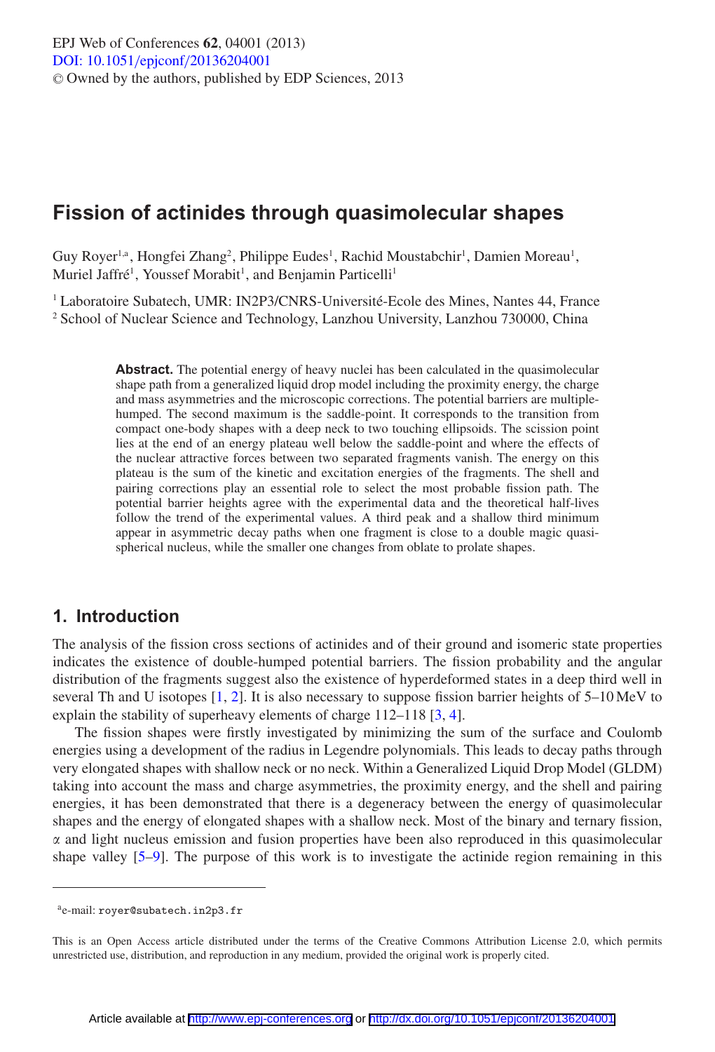# Fission of actinides through quasimolecular shapes

Guy Royer[1,a], Hongfei Zhang[2], Philippe Eudes[1], Rachid Moustabchir[1], Damien Moreau[1], Muriel Jaffré[1], Youssef Morabit[1], and Benjamin Particelli[1]

[1] Laboratoire Subatech, UMR: IN2P3/CNRS-Université-Ecole des Mines, Nantes 44, France
[2] School of Nuclear Science and Technology, Lanzhou University, Lanzhou 730000, China

**Abstract.** The potential energy of heavy nuclei has been calculated in the quasimolecular shape path from a generalized liquid drop model including the proximity energy, the charge and mass asymmetries and the microscopic corrections. The potential barriers are multiple-humped. The second maximum is the saddle-point. It corresponds to the transition from compact one-body shapes with a deep neck to two touching ellipsoids. The scission point lies at the end of an energy plateau well below the saddle-point and where the effects of the nuclear attractive forces between two separated fragments vanish. The energy on this plateau is the sum of the kinetic and excitation energies of the fragments. The shell and pairing corrections play an essential role to select the most probable fission path. The potential barrier heights agree with the experimental data and the theoretical half-lives follow the trend of the experimental values. A third peak and a shallow third minimum appear in asymmetric decay paths when one fragment is close to a double magic quasi-spherical nucleus, while the smaller one changes from oblate to prolate shapes.

## 1. Introduction

The analysis of the fission cross sections of actinides and of their ground and isomeric state properties indicates the existence of double-humped potential barriers. The fission probability and the angular distribution of the fragments suggest also the existence of hyperdeformed states in a deep third well in several Th and U isotopes [1, 2]. It is also necessary to suppose fission barrier heights of 5–10 MeV to explain the stability of superheavy elements of charge 112–118 [3, 4].

The fission shapes were firstly investigated by minimizing the sum of the surface and Coulomb energies using a development of the radius in Legendre polynomials. This leads to decay paths through very elongated shapes with shallow neck or no neck. Within a Generalized Liquid Drop Model (GLDM) taking into account the mass and charge asymmetries, the proximity energy, and the shell and pairing energies, it has been demonstrated that there is a degeneracy between the energy of quasimolecular shapes and the energy of elongated shapes with a shallow neck. Most of the binary and ternary fission, α and light nucleus emission and fusion properties have been also reproduced in this quasimolecular shape valley [5–9]. The purpose of this work is to investigate the actinide region remaining in this

[a] e-mail: royer@subatech.in2p3.fr

This is an Open Access article distributed under the terms of the Creative Commons Attribution License 2.0, which permits unrestricted use, distribution, and reproduction in any medium, provided the original work is properly cited.

Article available at http://www.epj-conferences.org or http://dx.doi.org/10.1051/epjconf/20136204001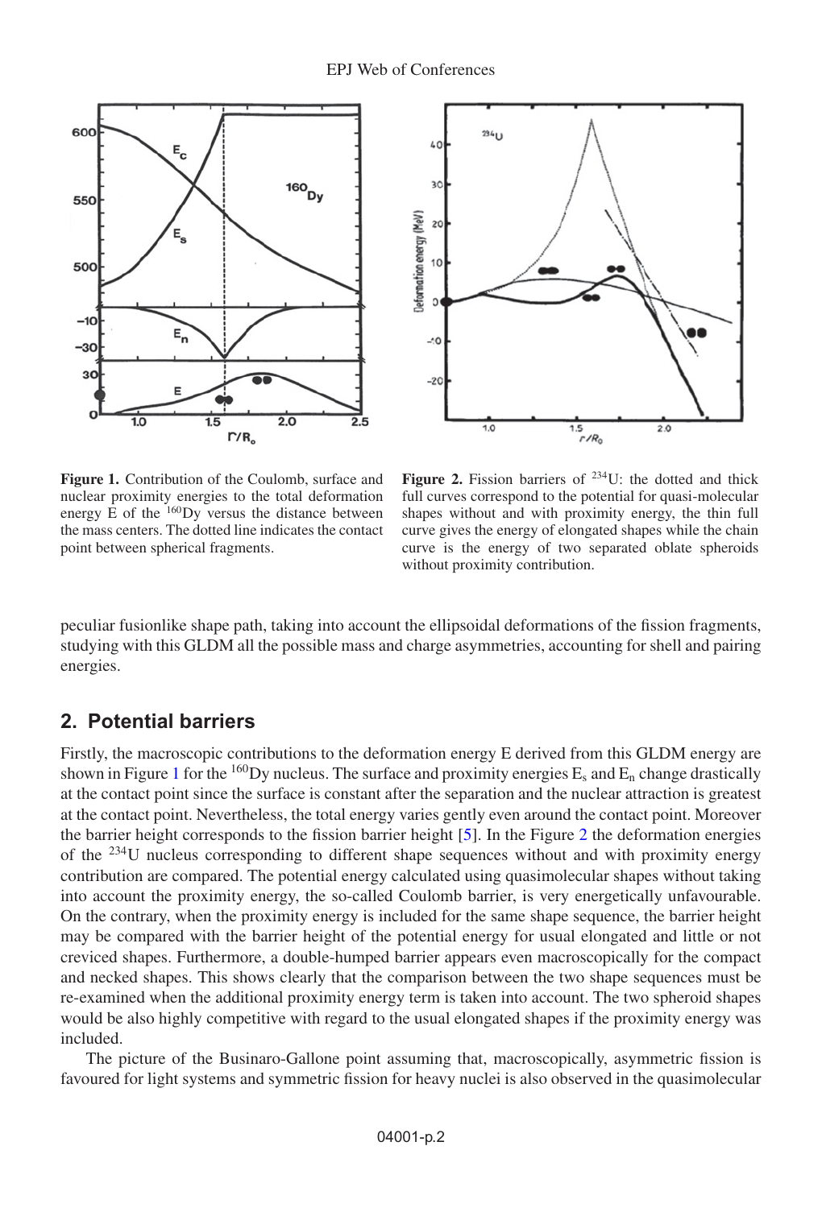**Figure 1.** Contribution of the Coulomb, surface and nuclear proximity energies to the total deformation energy E of the $^{160}$Dy versus the distance between the mass centers. The dotted line indicates the contact point between spherical fragments.

**Figure 2.** Fission barriers of $^{234}$U: the dotted and thick full curves correspond to the potential for quasi-molecular shapes without and with proximity energy, the thin full curve gives the energy of elongated shapes while the chain curve is the energy of two separated oblate spheroids without proximity contribution.

peculiar fusionlike shape path, taking into account the ellipsoidal deformations of the fission fragments, studying with this GLDM all the possible mass and charge asymmetries, accounting for shell and pairing energies.

## 2. Potential barriers

Firstly, the macroscopic contributions to the deformation energy E derived from this GLDM energy are shown in Figure 1 for the $^{160}$Dy nucleus. The surface and proximity energies $E_s$ and $E_n$ change drastically at the contact point since the surface is constant after the separation and the nuclear attraction is greatest at the contact point. Nevertheless, the total energy varies gently even around the contact point. Moreover the barrier height corresponds to the fission barrier height [5]. In the Figure 2 the deformation energies of the $^{234}$U nucleus corresponding to different shape sequences without and with proximity energy contribution are compared. The potential energy calculated using quasimolecular shapes without taking into account the proximity energy, the so-called Coulomb barrier, is very energetically unfavourable. On the contrary, when the proximity energy is included for the same shape sequence, the barrier height may be compared with the barrier height of the potential energy for usual elongated and little or not creviced shapes. Furthermore, a double-humped barrier appears even macroscopically for the compact and necked shapes. This shows clearly that the comparison between the two shape sequences must be re-examined when the additional proximity energy term is taken into account. The two spheroid shapes would be also highly competitive with regard to the usual elongated shapes if the proximity energy was included.

The picture of the Businaro-Gallone point assuming that, macroscopically, asymmetric fission is favoured for light systems and symmetric fission for heavy nuclei is also observed in the quasimolecular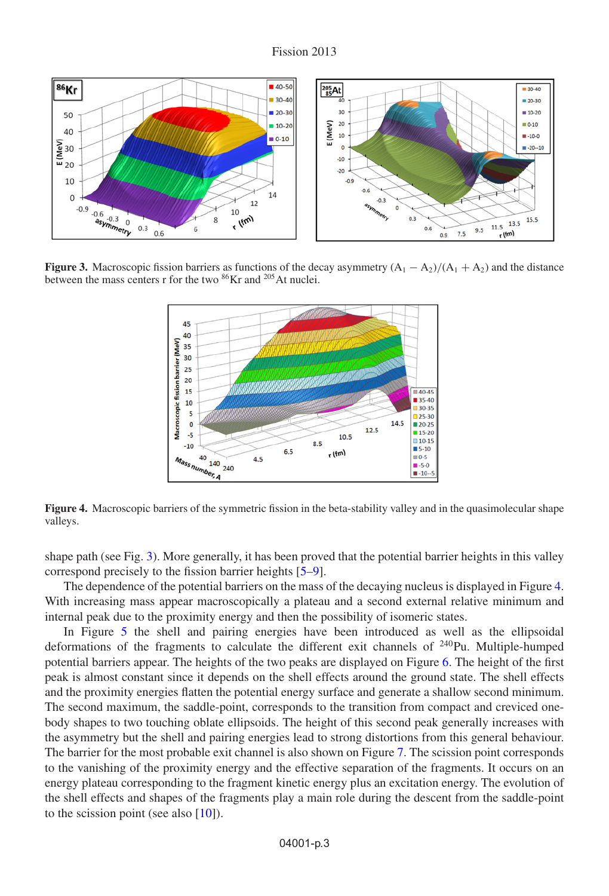**Figure 3.** Macroscopic fission barriers as functions of the decay asymmetry $(A_1 - A_2)/(A_1 + A_2)$ and the distance between the mass centers r for the two $^{86}$Kr and $^{205}$At nuclei.

**Figure 4.** Macroscopic barriers of the symmetric fission in the beta-stability valley and in the quasimolecular shape valleys.

shape path (see Fig. 3). More generally, it has been proved that the potential barrier heights in this valley correspond precisely to the fission barrier heights [5–9].

The dependence of the potential barriers on the mass of the decaying nucleus is displayed in Figure 4. With increasing mass appear macroscopically a plateau and a second external relative minimum and internal peak due to the proximity energy and then the possibility of isomeric states.

In Figure 5 the shell and pairing energies have been introduced as well as the ellipsoidal deformations of the fragments to calculate the different exit channels of $^{240}$Pu. Multiple-humped potential barriers appear. The heights of the two peaks are displayed on Figure 6. The height of the first peak is almost constant since it depends on the shell effects around the ground state. The shell effects and the proximity energies flatten the potential energy surface and generate a shallow second minimum. The second maximum, the saddle-point, corresponds to the transition from compact and creviced one-body shapes to two touching oblate ellipsoids. The height of this second peak generally increases with the asymmetry but the shell and pairing energies lead to strong distortions from this general behaviour. The barrier for the most probable exit channel is also shown on Figure 7. The scission point corresponds to the vanishing of the proximity energy and the effective separation of the fragments. It occurs on an energy plateau corresponding to the fragment kinetic energy plus an excitation energy. The evolution of the shell effects and shapes of the fragments play a main role during the descent from the saddle-point to the scission point (see also [10]).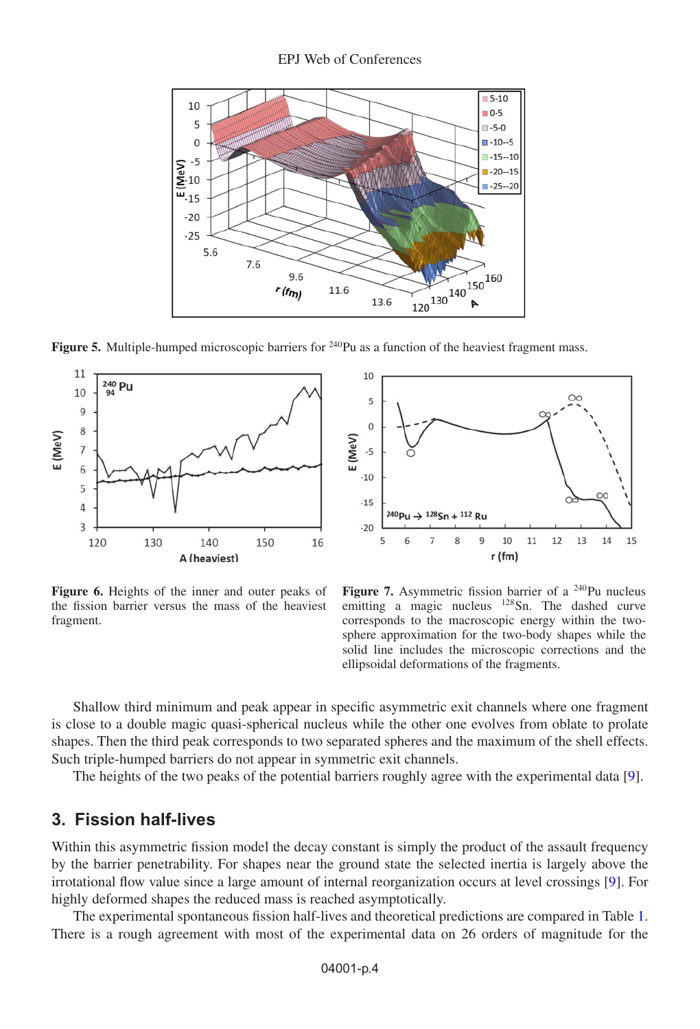**Figure 5.** Multiple-humped microscopic barriers for $^{240}$Pu as a function of the heaviest fragment mass.

**Figure 6.** Heights of the inner and outer peaks of the fission barrier versus the mass of the heaviest fragment.

**Figure 7.** Asymmetric fission barrier of a $^{240}$Pu nucleus emitting a magic nucleus $^{128}$Sn. The dashed curve corresponds to the macroscopic energy within the two-sphere approximation for the two-body shapes while the solid line includes the microscopic corrections and the ellipsoidal deformations of the fragments.

Shallow third minimum and peak appear in specific asymmetric exit channels where one fragment is close to a double magic quasi-spherical nucleus while the other one evolves from oblate to prolate shapes. Then the third peak corresponds to two separated spheres and the maximum of the shell effects. Such triple-humped barriers do not appear in symmetric exit channels.

The heights of the two peaks of the potential barriers roughly agree with the experimental data [9].

## 3. Fission half-lives

Within this asymmetric fission model the decay constant is simply the product of the assault frequency by the barrier penetrability. For shapes near the ground state the selected inertia is largely above the irrotational flow value since a large amount of internal reorganization occurs at level crossings [9]. For highly deformed shapes the reduced mass is reached asymptotically.

The experimental spontaneous fission half-lives and theoretical predictions are compared in Table 1. There is a rough agreement with most of the experimental data on 26 orders of magnitude for the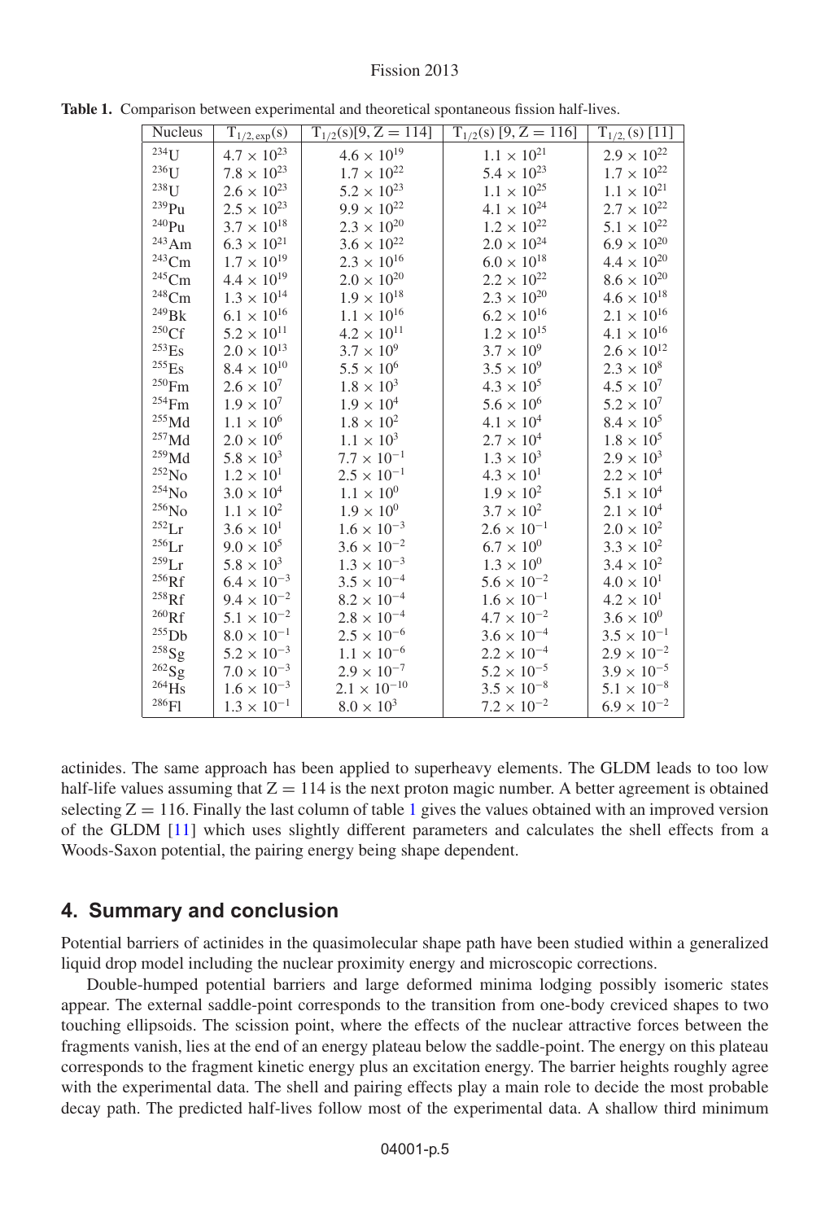**Table 1.** Comparison between experimental and theoretical spontaneous fission half-lives.

| Nucleus | $T_{1/2,\exp}(s)$ | $T_{1/2}(s)[9, Z = 114]$ | $T_{1/2}(s)$ [9, Z = 116] | $T_{1/2,}$ (s) [11] |
|---|---|---|---|---|
| $^{234}$U | $4.7 \times 10^{23}$ | $4.6 \times 10^{19}$ | $1.1 \times 10^{21}$ | $2.9 \times 10^{22}$ |
| $^{236}$U | $7.8 \times 10^{23}$ | $1.7 \times 10^{22}$ | $5.4 \times 10^{23}$ | $1.7 \times 10^{22}$ |
| $^{238}$U | $2.6 \times 10^{23}$ | $5.2 \times 10^{23}$ | $1.1 \times 10^{25}$ | $1.1 \times 10^{21}$ |
| $^{239}$Pu | $2.5 \times 10^{23}$ | $9.9 \times 10^{22}$ | $4.1 \times 10^{24}$ | $2.7 \times 10^{22}$ |
| $^{240}$Pu | $3.7 \times 10^{18}$ | $2.3 \times 10^{20}$ | $1.2 \times 10^{22}$ | $5.1 \times 10^{22}$ |
| $^{243}$Am | $6.3 \times 10^{21}$ | $3.6 \times 10^{22}$ | $2.0 \times 10^{24}$ | $6.9 \times 10^{20}$ |
| $^{243}$Cm | $1.7 \times 10^{19}$ | $2.3 \times 10^{16}$ | $6.0 \times 10^{18}$ | $4.4 \times 10^{20}$ |
| $^{245}$Cm | $4.4 \times 10^{19}$ | $2.0 \times 10^{20}$ | $2.2 \times 10^{22}$ | $8.6 \times 10^{20}$ |
| $^{248}$Cm | $1.3 \times 10^{14}$ | $1.9 \times 10^{18}$ | $2.3 \times 10^{20}$ | $4.6 \times 10^{18}$ |
| $^{249}$Bk | $6.1 \times 10^{16}$ | $1.1 \times 10^{16}$ | $6.2 \times 10^{16}$ | $2.1 \times 10^{16}$ |
| $^{250}$Cf | $5.2 \times 10^{11}$ | $4.2 \times 10^{11}$ | $1.2 \times 10^{15}$ | $4.1 \times 10^{16}$ |
| $^{253}$Es | $2.0 \times 10^{13}$ | $3.7 \times 10^{9}$ | $3.7 \times 10^{9}$ | $2.6 \times 10^{12}$ |
| $^{255}$Es | $8.4 \times 10^{10}$ | $5.5 \times 10^{6}$ | $3.5 \times 10^{9}$ | $2.3 \times 10^{8}$ |
| $^{250}$Fm | $2.6 \times 10^{7}$ | $1.8 \times 10^{3}$ | $4.3 \times 10^{5}$ | $4.5 \times 10^{7}$ |
| $^{254}$Fm | $1.9 \times 10^{7}$ | $1.9 \times 10^{4}$ | $5.6 \times 10^{6}$ | $5.2 \times 10^{7}$ |
| $^{255}$Md | $1.1 \times 10^{6}$ | $1.8 \times 10^{2}$ | $4.1 \times 10^{4}$ | $8.4 \times 10^{5}$ |
| $^{257}$Md | $2.0 \times 10^{6}$ | $1.1 \times 10^{3}$ | $2.7 \times 10^{4}$ | $1.8 \times 10^{5}$ |
| $^{259}$Md | $5.8 \times 10^{3}$ | $7.7 \times 10^{-1}$ | $1.3 \times 10^{3}$ | $2.9 \times 10^{3}$ |
| $^{252}$No | $1.2 \times 10^{1}$ | $2.5 \times 10^{-1}$ | $4.3 \times 10^{1}$ | $2.2 \times 10^{4}$ |
| $^{254}$No | $3.0 \times 10^{4}$ | $1.1 \times 10^{0}$ | $1.9 \times 10^{2}$ | $5.1 \times 10^{4}$ |
| $^{256}$No | $1.1 \times 10^{2}$ | $1.9 \times 10^{0}$ | $3.7 \times 10^{2}$ | $2.1 \times 10^{4}$ |
| $^{252}$Lr | $3.6 \times 10^{1}$ | $1.6 \times 10^{-3}$ | $2.6 \times 10^{-1}$ | $2.0 \times 10^{2}$ |
| $^{256}$Lr | $9.0 \times 10^{5}$ | $3.6 \times 10^{-2}$ | $6.7 \times 10^{0}$ | $3.3 \times 10^{2}$ |
| $^{259}$Lr | $5.8 \times 10^{3}$ | $1.3 \times 10^{-3}$ | $1.3 \times 10^{0}$ | $3.4 \times 10^{2}$ |
| $^{256}$Rf | $6.4 \times 10^{-3}$ | $3.5 \times 10^{-4}$ | $5.6 \times 10^{-2}$ | $4.0 \times 10^{1}$ |
| $^{258}$Rf | $9.4 \times 10^{-2}$ | $8.2 \times 10^{-4}$ | $1.6 \times 10^{-1}$ | $4.2 \times 10^{1}$ |
| $^{260}$Rf | $5.1 \times 10^{-2}$ | $2.8 \times 10^{-4}$ | $4.7 \times 10^{-2}$ | $3.6 \times 10^{0}$ |
| $^{255}$Db | $8.0 \times 10^{-1}$ | $2.5 \times 10^{-6}$ | $3.6 \times 10^{-4}$ | $3.5 \times 10^{-1}$ |
| $^{258}$Sg | $5.2 \times 10^{-3}$ | $1.1 \times 10^{-6}$ | $2.2 \times 10^{-4}$ | $2.9 \times 10^{-2}$ |
| $^{262}$Sg | $7.0 \times 10^{-3}$ | $2.9 \times 10^{-7}$ | $5.2 \times 10^{-5}$ | $3.9 \times 10^{-5}$ |
| $^{264}$Hs | $1.6 \times 10^{-3}$ | $2.1 \times 10^{-10}$ | $3.5 \times 10^{-8}$ | $5.1 \times 10^{-8}$ |
| $^{286}$Fl | $1.3 \times 10^{-1}$ | $8.0 \times 10^{3}$ | $7.2 \times 10^{-2}$ | $6.9 \times 10^{-2}$ |

actinides. The same approach has been applied to superheavy elements. The GLDM leads to too low half-life values assuming that Z = 114 is the next proton magic number. A better agreement is obtained selecting Z = 116. Finally the last column of table 1 gives the values obtained with an improved version of the GLDM [11] which uses slightly different parameters and calculates the shell effects from a Woods-Saxon potential, the pairing energy being shape dependent.

## 4. Summary and conclusion

Potential barriers of actinides in the quasimolecular shape path have been studied within a generalized liquid drop model including the nuclear proximity energy and microscopic corrections.

Double-humped potential barriers and large deformed minima lodging possibly isomeric states appear. The external saddle-point corresponds to the transition from one-body creviced shapes to two touching ellipsoids. The scission point, where the effects of the nuclear attractive forces between the fragments vanish, lies at the end of an energy plateau below the saddle-point. The energy on this plateau corresponds to the fragment kinetic energy plus an excitation energy. The barrier heights roughly agree with the experimental data. The shell and pairing effects play a main role to decide the most probable decay path. The predicted half-lives follow most of the experimental data. A shallow third minimum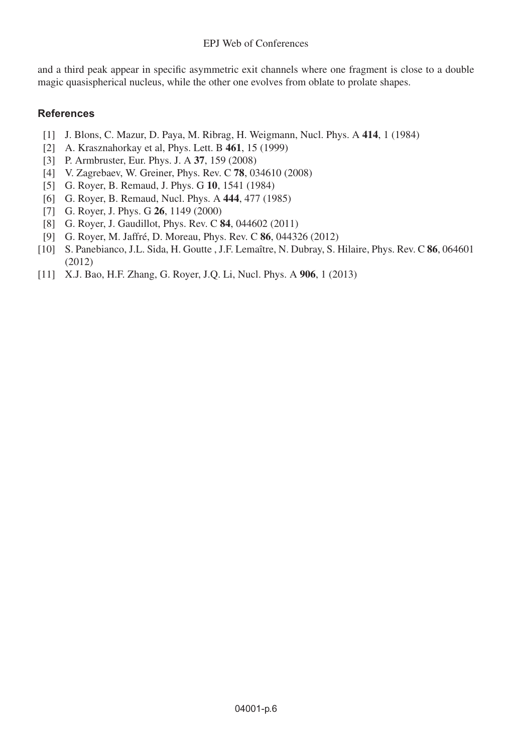and a third peak appear in specific asymmetric exit channels where one fragment is close to a double magic quasispherical nucleus, while the other one evolves from oblate to prolate shapes.

## References

[1] J. Blons, C. Mazur, D. Paya, M. Ribrag, H. Weigmann, Nucl. Phys. A **414**, 1 (1984)
[2] A. Krasznahorkay et al, Phys. Lett. B **461**, 15 (1999)
[3] P. Armbruster, Eur. Phys. J. A **37**, 159 (2008)
[4] V. Zagrebaev, W. Greiner, Phys. Rev. C **78**, 034610 (2008)
[5] G. Royer, B. Remaud, J. Phys. G **10**, 1541 (1984)
[6] G. Royer, B. Remaud, Nucl. Phys. A **444**, 477 (1985)
[7] G. Royer, J. Phys. G **26**, 1149 (2000)
[8] G. Royer, J. Gaudillot, Phys. Rev. C **84**, 044602 (2011)
[9] G. Royer, M. Jaffré, D. Moreau, Phys. Rev. C **86**, 044326 (2012)
[10] S. Panebianco, J.L. Sida, H. Goutte , J.F. Lemaître, N. Dubray, S. Hilaire, Phys. Rev. C **86**, 064601 (2012)
[11] X.J. Bao, H.F. Zhang, G. Royer, J.Q. Li, Nucl. Phys. A **906**, 1 (2013)